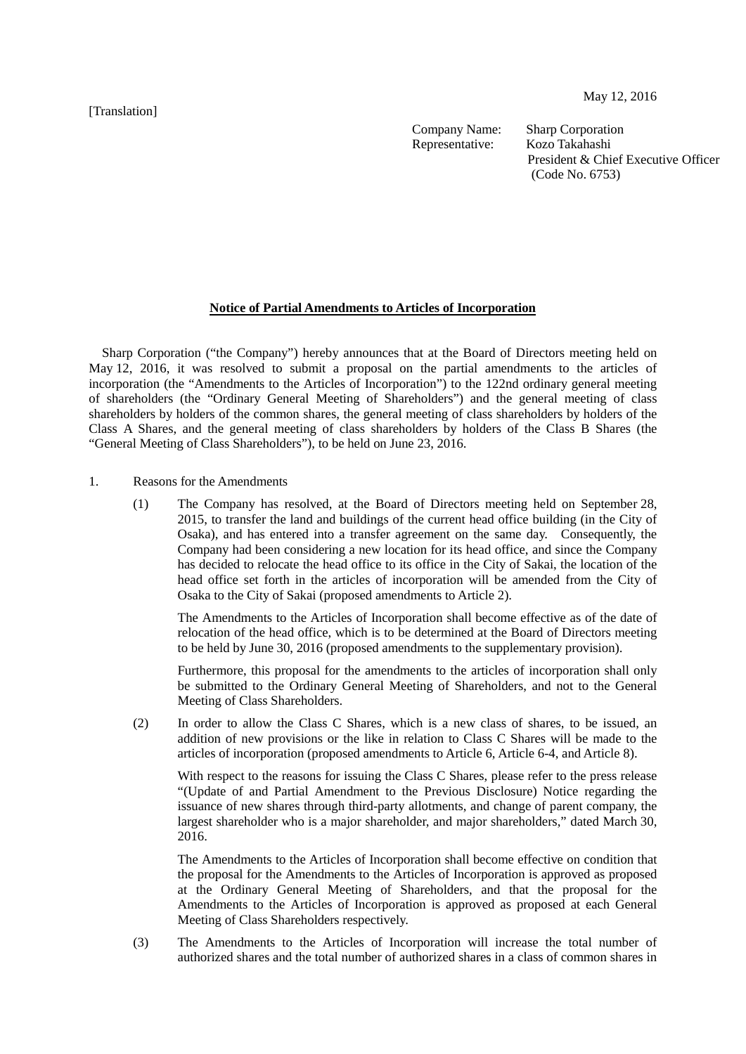[Translation]

May 12, 2016

Company Name: Sharp Corporation
Representative: Kozo Takahashi
President & Chief Executive Officer
(Code No. 6753)

**Notice of Partial Amendments to Articles of Incorporation**

Sharp Corporation ("the Company") hereby announces that at the Board of Directors meeting held on May 12, 2016, it was resolved to submit a proposal on the partial amendments to the articles of incorporation (the "Amendments to the Articles of Incorporation") to the 122nd ordinary general meeting of shareholders (the "Ordinary General Meeting of Shareholders") and the general meeting of class shareholders by holders of the common shares, the general meeting of class shareholders by holders of the Class A Shares, and the general meeting of class shareholders by holders of the Class B Shares (the "General Meeting of Class Shareholders"), to be held on June 23, 2016.

1. Reasons for the Amendments

   (1) The Company has resolved, at the Board of Directors meeting held on September 28, 2015, to transfer the land and buildings of the current head office building (in the City of Osaka), and has entered into a transfer agreement on the same day. Consequently, the Company had been considering a new location for its head office, and since the Company has decided to relocate the head office to its office in the City of Sakai, the location of the head office set forth in the articles of incorporation will be amended from the City of Osaka to the City of Sakai (proposed amendments to Article 2).

   The Amendments to the Articles of Incorporation shall become effective as of the date of relocation of the head office, which is to be determined at the Board of Directors meeting to be held by June 30, 2016 (proposed amendments to the supplementary provision).

   Furthermore, this proposal for the amendments to the articles of incorporation shall only be submitted to the Ordinary General Meeting of Shareholders, and not to the General Meeting of Class Shareholders.

   (2) In order to allow the Class C Shares, which is a new class of shares, to be issued, an addition of new provisions or the like in relation to Class C Shares will be made to the articles of incorporation (proposed amendments to Article 6, Article 6-4, and Article 8).

   With respect to the reasons for issuing the Class C Shares, please refer to the press release "(Update of and Partial Amendment to the Previous Disclosure) Notice regarding the issuance of new shares through third-party allotments, and change of parent company, the largest shareholder who is a major shareholder, and major shareholders," dated March 30, 2016.

   The Amendments to the Articles of Incorporation shall become effective on condition that the proposal for the Amendments to the Articles of Incorporation is approved as proposed at the Ordinary General Meeting of Shareholders, and that the proposal for the Amendments to the Articles of Incorporation is approved as proposed at each General Meeting of Class Shareholders respectively.

   (3) The Amendments to the Articles of Incorporation will increase the total number of authorized shares and the total number of authorized shares in a class of common shares in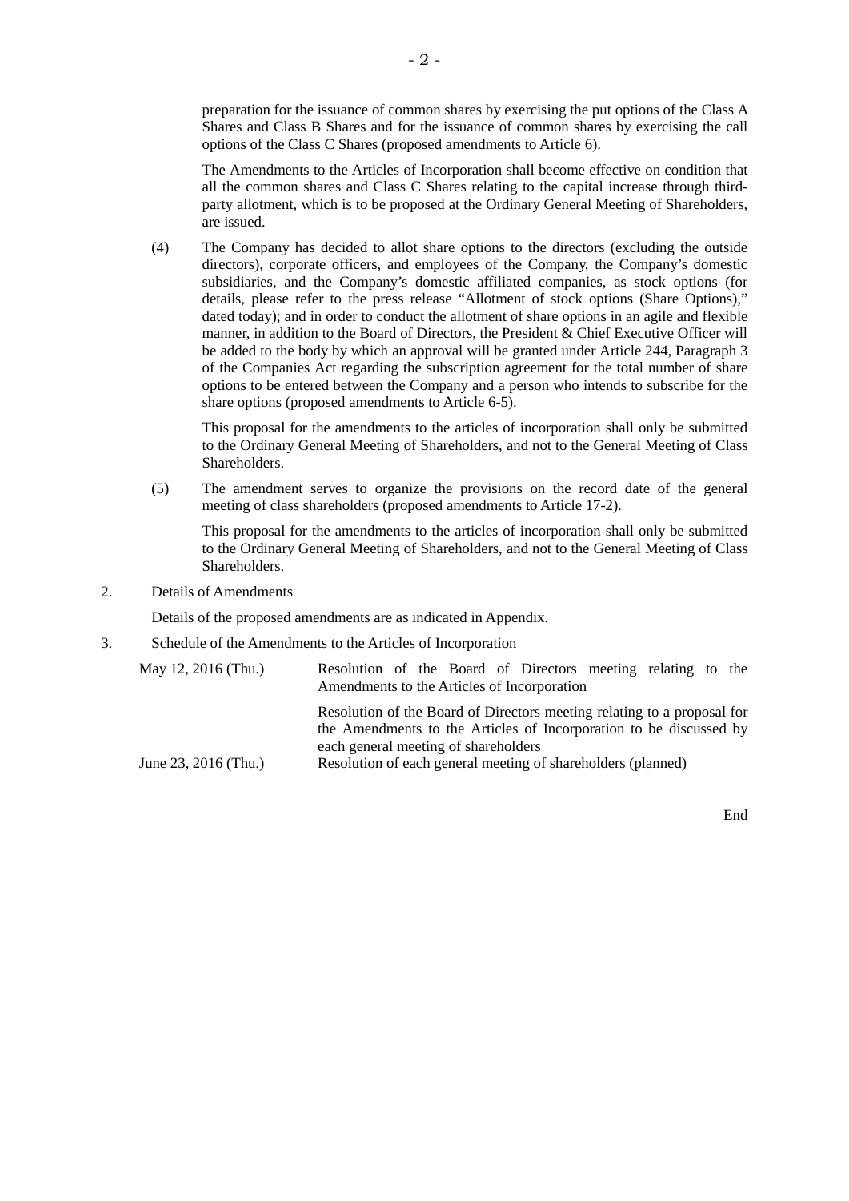preparation for the issuance of common shares by exercising the put options of the Class A Shares and Class B Shares and for the issuance of common shares by exercising the call options of the Class C Shares (proposed amendments to Article 6).

The Amendments to the Articles of Incorporation shall become effective on condition that all the common shares and Class C Shares relating to the capital increase through third-party allotment, which is to be proposed at the Ordinary General Meeting of Shareholders, are issued.

(4) The Company has decided to allot share options to the directors (excluding the outside directors), corporate officers, and employees of the Company, the Company's domestic subsidiaries, and the Company's domestic affiliated companies, as stock options (for details, please refer to the press release "Allotment of stock options (Share Options)," dated today); and in order to conduct the allotment of share options in an agile and flexible manner, in addition to the Board of Directors, the President & Chief Executive Officer will be added to the body by which an approval will be granted under Article 244, Paragraph 3 of the Companies Act regarding the subscription agreement for the total number of share options to be entered between the Company and a person who intends to subscribe for the share options (proposed amendments to Article 6-5).

This proposal for the amendments to the articles of incorporation shall only be submitted to the Ordinary General Meeting of Shareholders, and not to the General Meeting of Class Shareholders.

(5) The amendment serves to organize the provisions on the record date of the general meeting of class shareholders (proposed amendments to Article 17-2).

This proposal for the amendments to the articles of incorporation shall only be submitted to the Ordinary General Meeting of Shareholders, and not to the General Meeting of Class Shareholders.

2. Details of Amendments

Details of the proposed amendments are as indicated in Appendix.

3. Schedule of the Amendments to the Articles of Incorporation

| | |
|---|---|
| May 12, 2016 (Thu.) | Resolution of the Board of Directors meeting relating to the Amendments to the Articles of Incorporation |
| | Resolution of the Board of Directors meeting relating to a proposal for the Amendments to the Articles of Incorporation to be discussed by each general meeting of shareholders |
| June 23, 2016 (Thu.) | Resolution of each general meeting of shareholders (planned) |

End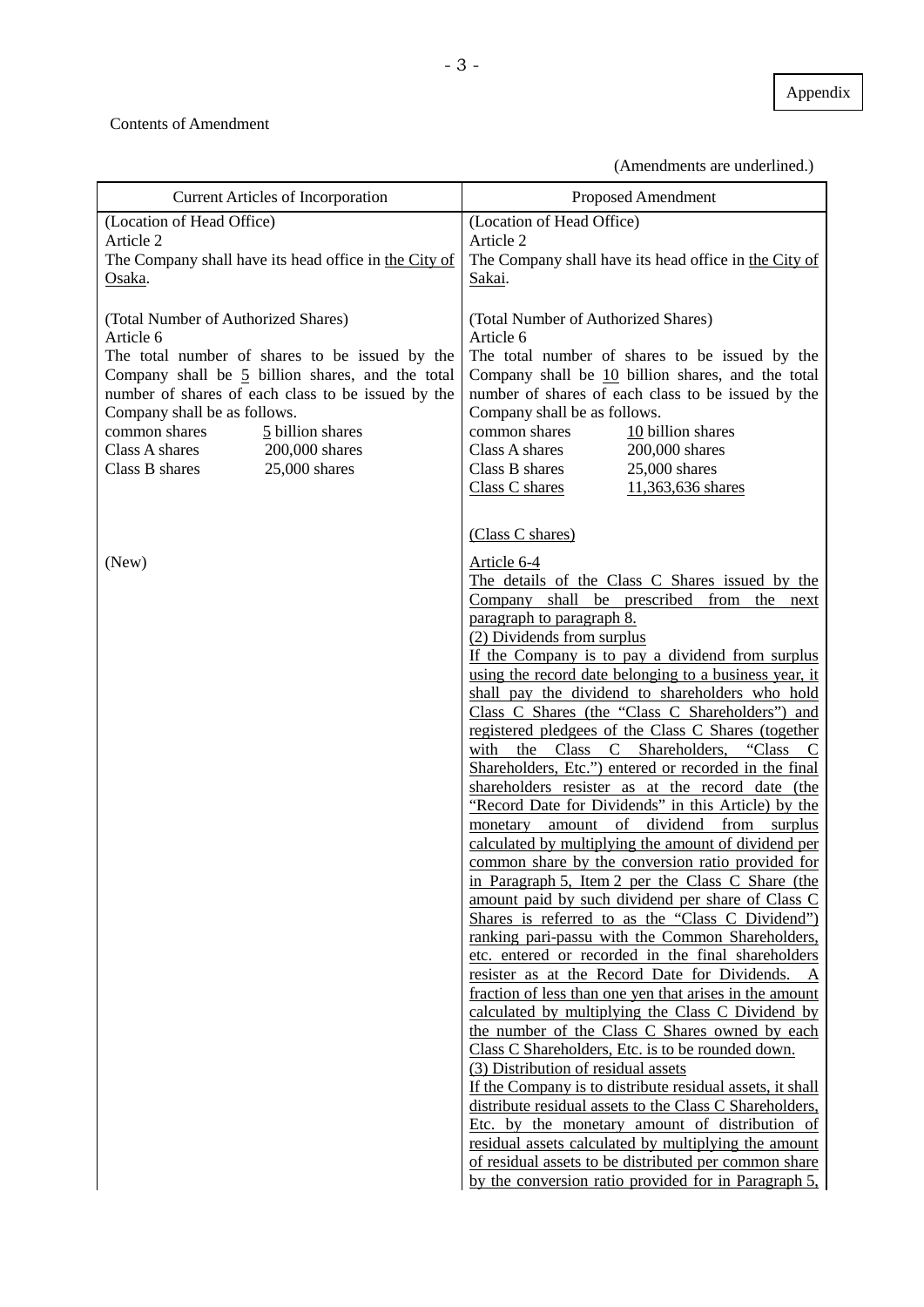Appendix

Contents of Amendment

(Amendments are underlined.)

| Current Articles of Incorporation | Proposed Amendment |
|---|---|
| (Location of Head Office)<br>Article 2<br>The Company shall have its head office in the City of Osaka. | (Location of Head Office)<br>Article 2<br>The Company shall have its head office in the City of Sakai. |
| (Total Number of Authorized Shares)<br>Article 6<br>The total number of shares to be issued by the Company shall be 5 billion shares, and the total number of shares of each class to be issued by the Company shall be as follows.<br>common shares 5 billion shares<br>Class A shares 200,000 shares<br>Class B shares 25,000 shares | (Total Number of Authorized Shares)<br>Article 6<br>The total number of shares to be issued by the Company shall be 10 billion shares, and the total number of shares of each class to be issued by the Company shall be as follows.<br>common shares 10 billion shares<br>Class A shares 200,000 shares<br>Class B shares 25,000 shares<br>Class C shares 11,363,636 shares |
| (New) | (Class C shares)<br>Article 6-4<br>The details of the Class C Shares issued by the Company shall be prescribed from the next paragraph to paragraph 8.<br>(2) Dividends from surplus<br>If the Company is to pay a dividend from surplus using the record date belonging to a business year, it shall pay the dividend to shareholders who hold Class C Shares (the "Class C Shareholders") and registered pledgees of the Class C Shares (together with the Class C Shareholders, "Class C Shareholders, Etc.") entered or recorded in the final shareholders resister as at the record date (the "Record Date for Dividends" in this Article) by the monetary amount of dividend from surplus calculated by multiplying the amount of dividend per common share by the conversion ratio provided for in Paragraph 5, Item 2 per the Class C Share (the amount paid by such dividend per share of Class C Shares is referred to as the "Class C Dividend") ranking pari-passu with the Common Shareholders, etc. entered or recorded in the final shareholders resister as at the Record Date for Dividends. A fraction of less than one yen that arises in the amount calculated by multiplying the Class C Dividend by the number of the Class C Shares owned by each Class C Shareholders, Etc. is to be rounded down.<br>(3) Distribution of residual assets<br>If the Company is to distribute residual assets, it shall distribute residual assets to the Class C Shareholders, Etc. by the monetary amount of distribution of residual assets calculated by multiplying the amount of residual assets to be distributed per common share by the conversion ratio provided for in Paragraph 5, |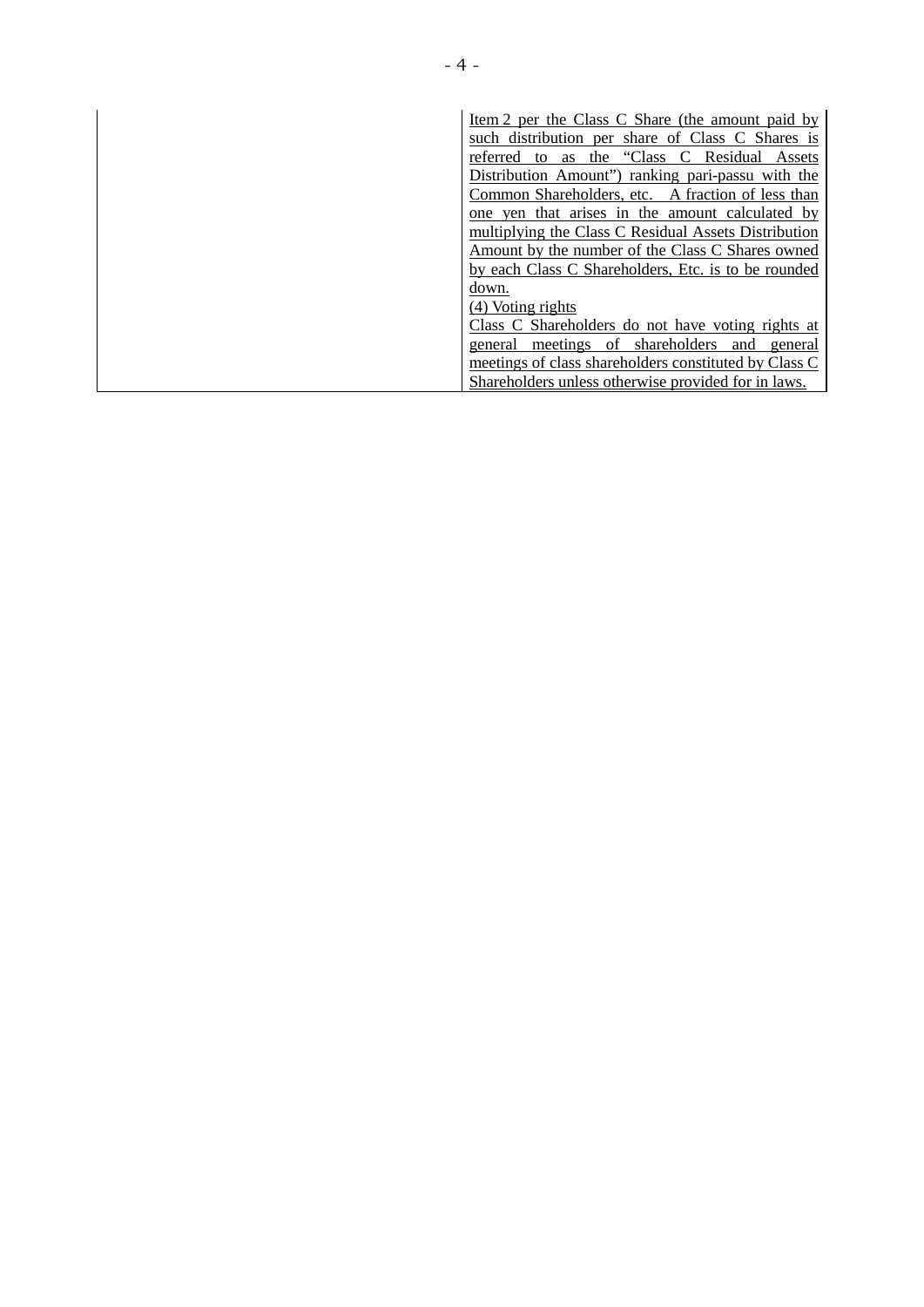| | |
|---|---|
| | Item 2 per the Class C Share (the amount paid by such distribution per share of Class C Shares is referred to as the "Class C Residual Assets Distribution Amount") ranking pari-passu with the Common Shareholders, etc. A fraction of less than one yen that arises in the amount calculated by multiplying the Class C Residual Assets Distribution Amount by the number of the Class C Shares owned by each Class C Shareholders, Etc. is to be rounded down.<br>(4) Voting rights<br>Class C Shareholders do not have voting rights at general meetings of shareholders and general meetings of class shareholders constituted by Class C Shareholders unless otherwise provided for in laws. |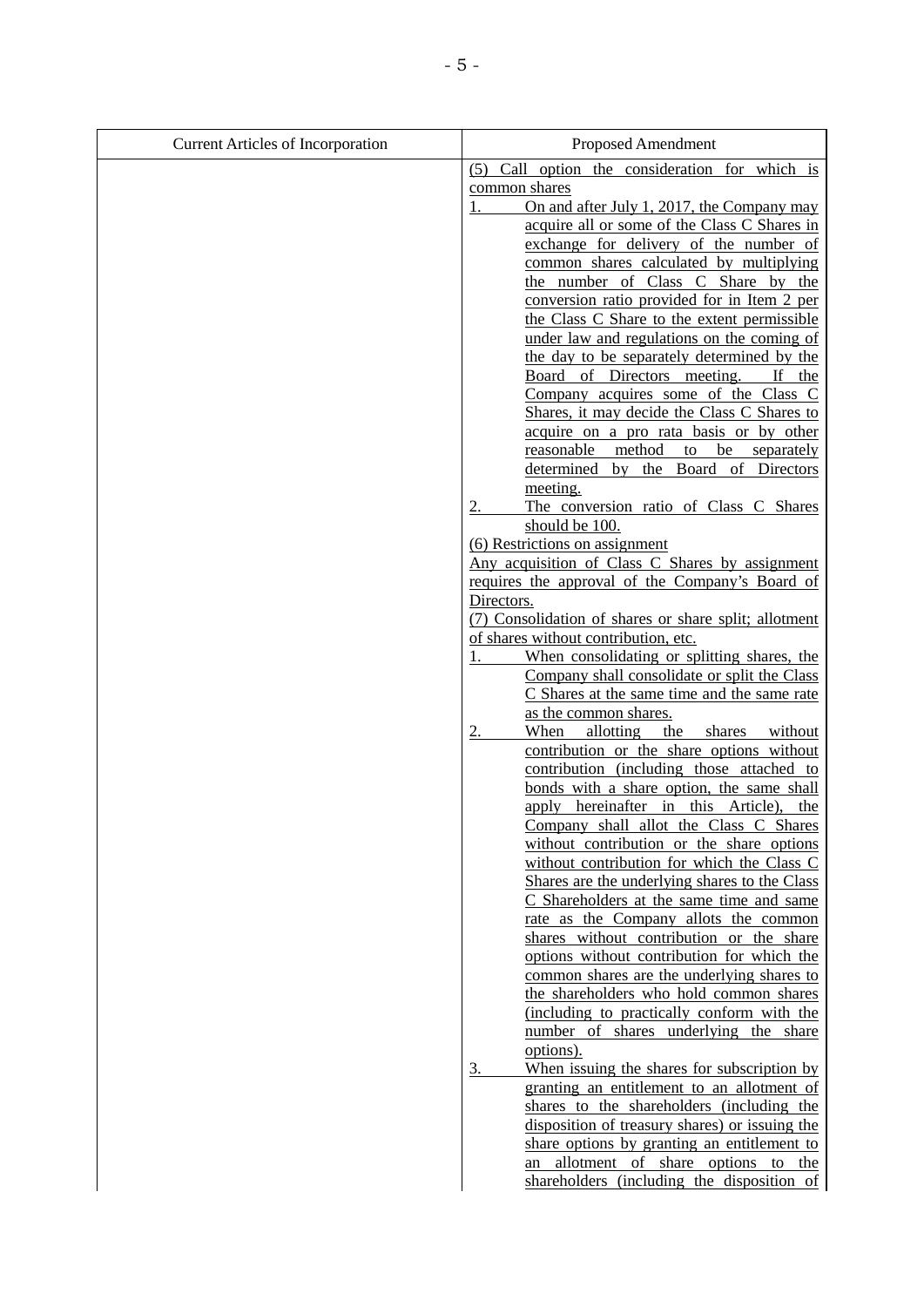| Current Articles of Incorporation | Proposed Amendment |
|---|---|
| | (5) Call option the consideration for which is common shares<br>1. On and after July 1, 2017, the Company may acquire all or some of the Class C Shares in exchange for delivery of the number of common shares calculated by multiplying the number of Class C Share by the conversion ratio provided for in Item 2 per the Class C Share to the extent permissible under law and regulations on the coming of the day to be separately determined by the Board of Directors meeting. If the Company acquires some of the Class C Shares, it may decide the Class C Shares to acquire on a pro rata basis or by other reasonable method to be separately determined by the Board of Directors meeting.<br>2. The conversion ratio of Class C Shares should be 100.<br>(6) Restrictions on assignment<br>Any acquisition of Class C Shares by assignment requires the approval of the Company's Board of Directors.<br>(7) Consolidation of shares or share split; allotment of shares without contribution, etc.<br>1. When consolidating or splitting shares, the Company shall consolidate or split the Class C Shares at the same time and the same rate as the common shares.<br>2. When allotting the shares without contribution or the share options without contribution (including those attached to bonds with a share option, the same shall apply hereinafter in this Article), the Company shall allot the Class C Shares without contribution or the share options without contribution for which the Class C Shares are the underlying shares to the Class C Shareholders at the same time and same rate as the Company allots the common shares without contribution or the share options without contribution for which the common shares are the underlying shares to the shareholders who hold common shares (including to practically conform with the number of shares underlying the share options).<br>3. When issuing the shares for subscription by granting an entitlement to an allotment of shares to the shareholders (including the disposition of treasury shares) or issuing the share options by granting an entitlement to an allotment of share options to the shareholders (including the disposition of |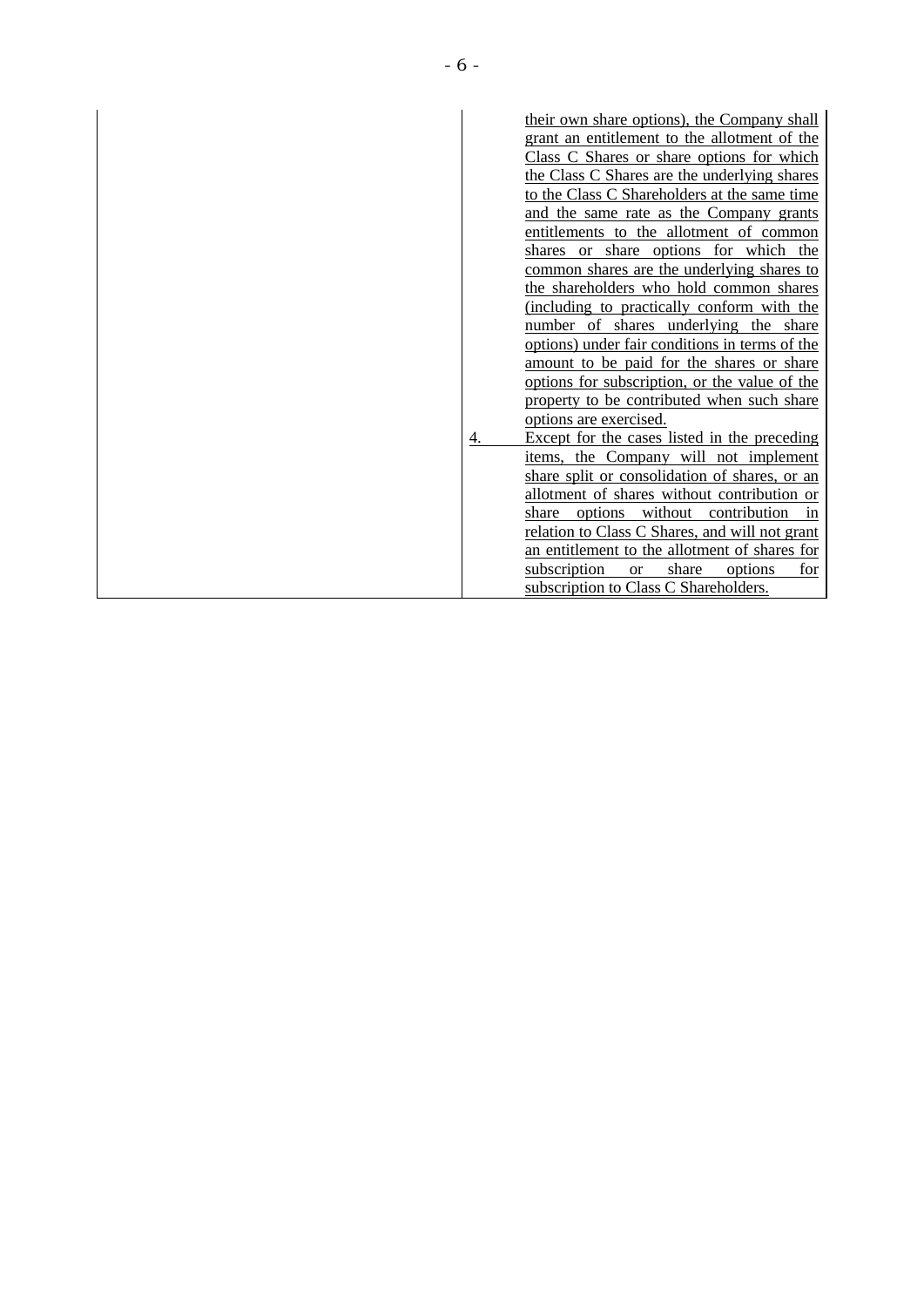| | |
|---|---|
| | their own share options), the Company shall grant an entitlement to the allotment of the Class C Shares or share options for which the Class C Shares are the underlying shares to the Class C Shareholders at the same time and the same rate as the Company grants entitlements to the allotment of common shares or share options for which the common shares are the underlying shares to the shareholders who hold common shares (including to practically conform with the number of shares underlying the share options) under fair conditions in terms of the amount to be paid for the shares or share options for subscription, or the value of the property to be contributed when such share options are exercised.<br>4. Except for the cases listed in the preceding items, the Company will not implement share split or consolidation of shares, or an allotment of shares without contribution or share options without contribution in relation to Class C Shares, and will not grant an entitlement to the allotment of shares for subscription or share options for subscription to Class C Shareholders. |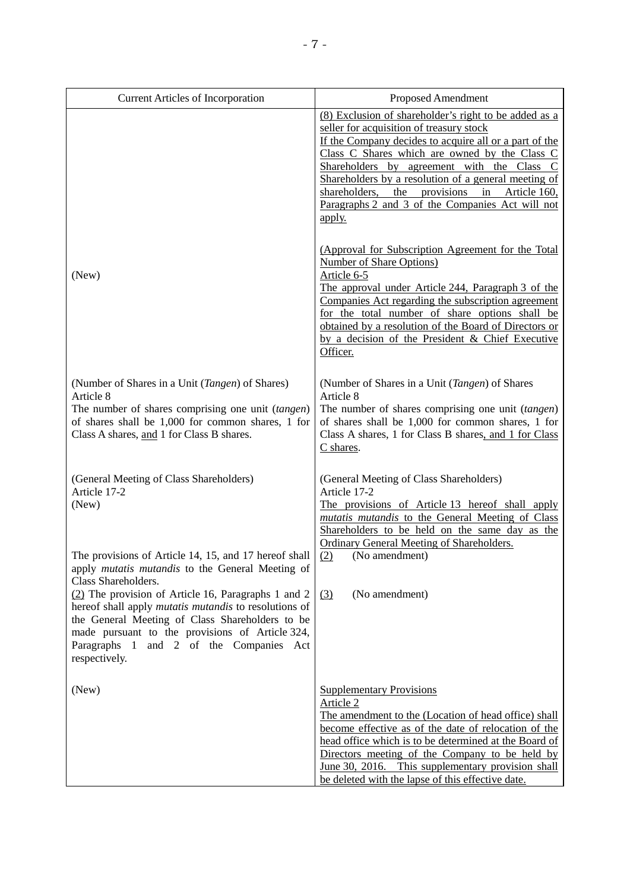| Current Articles of Incorporation | Proposed Amendment |
|---|---|
| | (8) Exclusion of shareholder's right to be added as a seller for acquisition of treasury stock<br>If the Company decides to acquire all or a part of the Class C Shares which are owned by the Class C Shareholders by agreement with the Class C Shareholders by a resolution of a general meeting of shareholders, the provisions in Article 160, Paragraphs 2 and 3 of the Companies Act will not apply. |
| (New) | (Approval for Subscription Agreement for the Total Number of Share Options)<br>Article 6-5<br>The approval under Article 244, Paragraph 3 of the Companies Act regarding the subscription agreement for the total number of share options shall be obtained by a resolution of the Board of Directors or by a decision of the President & Chief Executive Officer. |
| (Number of Shares in a Unit (*Tangen*) of Shares)<br>Article 8<br>The number of shares comprising one unit (*tangen*) of shares shall be 1,000 for common shares, 1 for Class A shares, and 1 for Class B shares. | (Number of Shares in a Unit (*Tangen*) of Shares<br>Article 8<br>The number of shares comprising one unit (*tangen*) of shares shall be 1,000 for common shares, 1 for Class A shares, 1 for Class B shares, and 1 for Class C shares. |
| (General Meeting of Class Shareholders)<br>Article 17-2<br>(New) | (General Meeting of Class Shareholders)<br>Article 17-2<br>The provisions of Article 13 hereof shall apply *mutatis mutandis* to the General Meeting of Class Shareholders to be held on the same day as the Ordinary General Meeting of Shareholders. |
| The provisions of Article 14, 15, and 17 hereof shall apply *mutatis mutandis* to the General Meeting of Class Shareholders. | (2) (No amendment) |
| (2) The provision of Article 16, Paragraphs 1 and 2 hereof shall apply *mutatis mutandis* to resolutions of the General Meeting of Class Shareholders to be made pursuant to the provisions of Article 324, Paragraphs 1 and 2 of the Companies Act respectively. | (3) (No amendment) |
| (New) | Supplementary Provisions<br>Article 2<br>The amendment to the (Location of head office) shall become effective as of the date of relocation of the head office which is to be determined at the Board of Directors meeting of the Company to be held by June 30, 2016. This supplementary provision shall be deleted with the lapse of this effective date. |